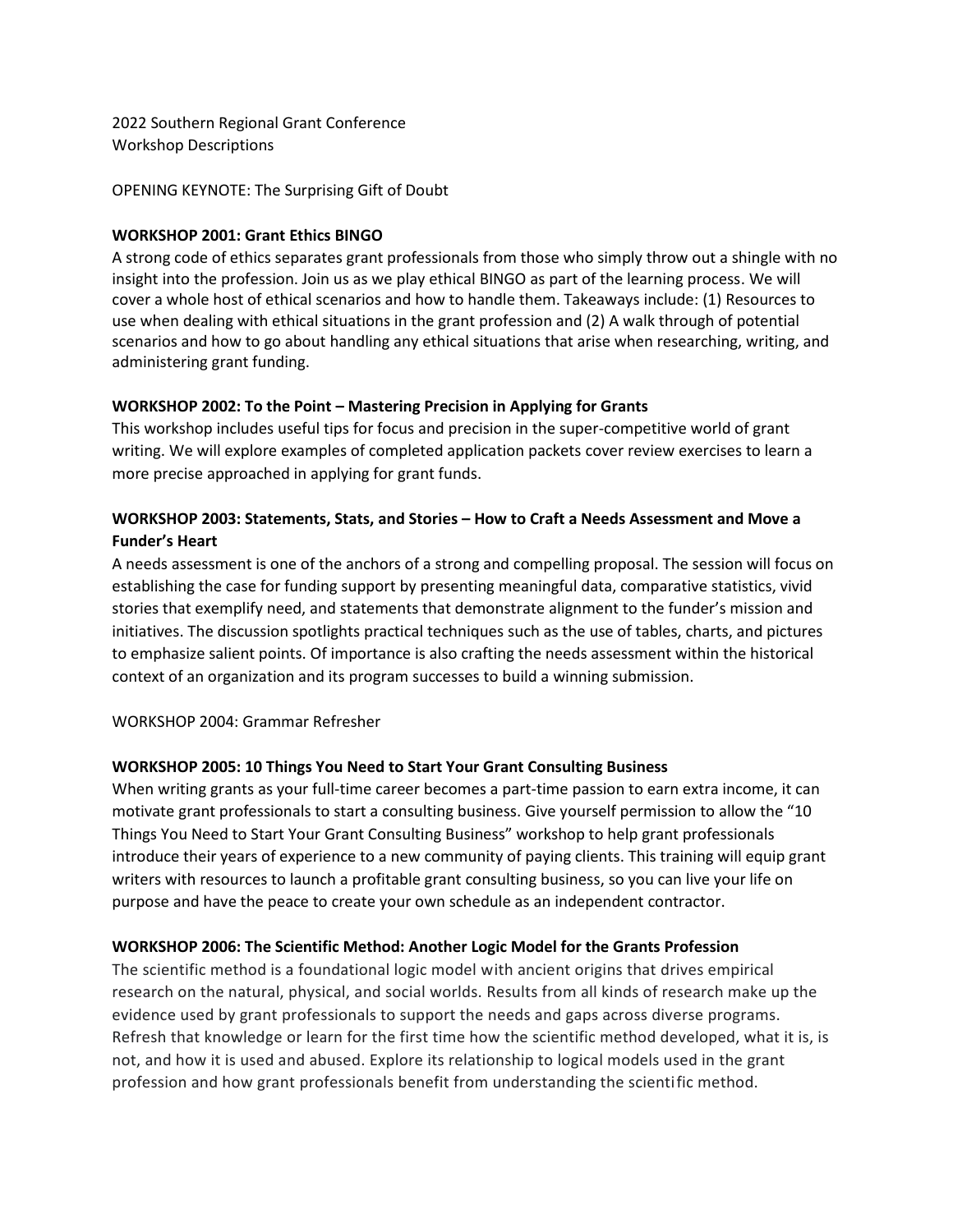2022 Southern Regional Grant Conference
Workshop Descriptions

OPENING KEYNOTE: The Surprising Gift of Doubt

**WORKSHOP 2001: Grant Ethics BINGO**

A strong code of ethics separates grant professionals from those who simply throw out a shingle with no insight into the profession. Join us as we play ethical BINGO as part of the learning process. We will cover a whole host of ethical scenarios and how to handle them. Takeaways include: (1) Resources to use when dealing with ethical situations in the grant profession and (2) A walk through of potential scenarios and how to go about handling any ethical situations that arise when researching, writing, and administering grant funding.

**WORKSHOP 2002: To the Point – Mastering Precision in Applying for Grants**

This workshop includes useful tips for focus and precision in the super-competitive world of grant writing. We will explore examples of completed application packets cover review exercises to learn a more precise approached in applying for grant funds.

**WORKSHOP 2003: Statements, Stats, and Stories – How to Craft a Needs Assessment and Move a Funder's Heart**

A needs assessment is one of the anchors of a strong and compelling proposal. The session will focus on establishing the case for funding support by presenting meaningful data, comparative statistics, vivid stories that exemplify need, and statements that demonstrate alignment to the funder's mission and initiatives. The discussion spotlights practical techniques such as the use of tables, charts, and pictures to emphasize salient points. Of importance is also crafting the needs assessment within the historical context of an organization and its program successes to build a winning submission.

WORKSHOP 2004: Grammar Refresher

**WORKSHOP 2005: 10 Things You Need to Start Your Grant Consulting Business**

When writing grants as your full-time career becomes a part-time passion to earn extra income, it can motivate grant professionals to start a consulting business. Give yourself permission to allow the "10 Things You Need to Start Your Grant Consulting Business" workshop to help grant professionals introduce their years of experience to a new community of paying clients. This training will equip grant writers with resources to launch a profitable grant consulting business, so you can live your life on purpose and have the peace to create your own schedule as an independent contractor.

**WORKSHOP 2006: The Scientific Method: Another Logic Model for the Grants Profession**

The scientific method is a foundational logic model with ancient origins that drives empirical research on the natural, physical, and social worlds. Results from all kinds of research make up the evidence used by grant professionals to support the needs and gaps across diverse programs. Refresh that knowledge or learn for the first time how the scientific method developed, what it is, is not, and how it is used and abused. Explore its relationship to logical models used in the grant profession and how grant professionals benefit from understanding the scientific method.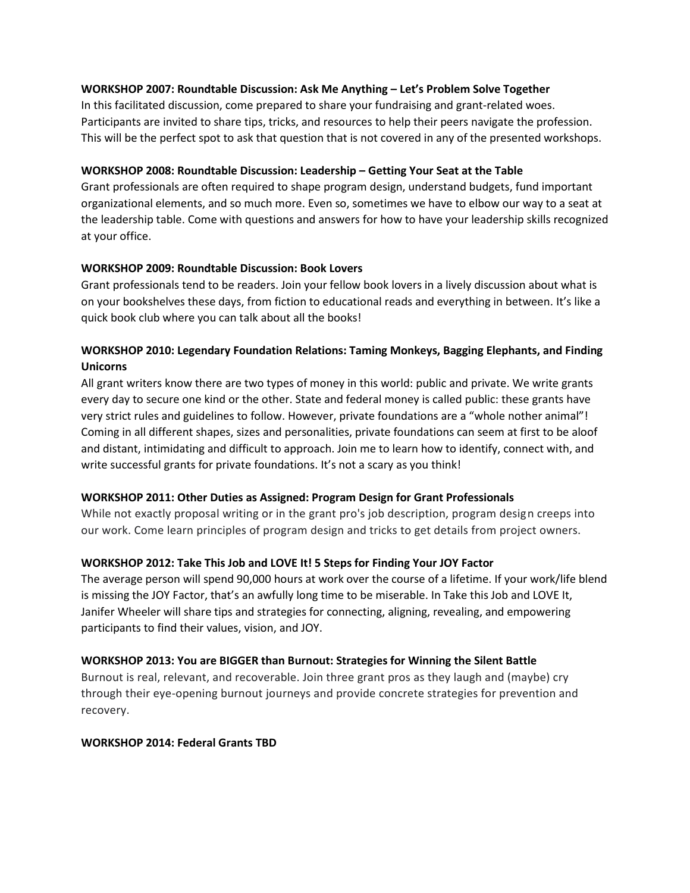**WORKSHOP 2007: Roundtable Discussion: Ask Me Anything – Let's Problem Solve Together**

In this facilitated discussion, come prepared to share your fundraising and grant-related woes. Participants are invited to share tips, tricks, and resources to help their peers navigate the profession. This will be the perfect spot to ask that question that is not covered in any of the presented workshops.

**WORKSHOP 2008: Roundtable Discussion: Leadership – Getting Your Seat at the Table**

Grant professionals are often required to shape program design, understand budgets, fund important organizational elements, and so much more. Even so, sometimes we have to elbow our way to a seat at the leadership table. Come with questions and answers for how to have your leadership skills recognized at your office.

**WORKSHOP 2009: Roundtable Discussion: Book Lovers**

Grant professionals tend to be readers. Join your fellow book lovers in a lively discussion about what is on your bookshelves these days, from fiction to educational reads and everything in between. It's like a quick book club where you can talk about all the books!

**WORKSHOP 2010: Legendary Foundation Relations: Taming Monkeys, Bagging Elephants, and Finding Unicorns**

All grant writers know there are two types of money in this world: public and private. We write grants every day to secure one kind or the other. State and federal money is called public: these grants have very strict rules and guidelines to follow. However, private foundations are a "whole nother animal"! Coming in all different shapes, sizes and personalities, private foundations can seem at first to be aloof and distant, intimidating and difficult to approach. Join me to learn how to identify, connect with, and write successful grants for private foundations. It's not a scary as you think!

**WORKSHOP 2011: Other Duties as Assigned: Program Design for Grant Professionals**

While not exactly proposal writing or in the grant pro's job description, program design creeps into our work. Come learn principles of program design and tricks to get details from project owners.

**WORKSHOP 2012: Take This Job and LOVE It! 5 Steps for Finding Your JOY Factor**

The average person will spend 90,000 hours at work over the course of a lifetime. If your work/life blend is missing the JOY Factor, that's an awfully long time to be miserable. In Take this Job and LOVE It, Janifer Wheeler will share tips and strategies for connecting, aligning, revealing, and empowering participants to find their values, vision, and JOY.

**WORKSHOP 2013: You are BIGGER than Burnout: Strategies for Winning the Silent Battle**

Burnout is real, relevant, and recoverable. Join three grant pros as they laugh and (maybe) cry through their eye-opening burnout journeys and provide concrete strategies for prevention and recovery.

**WORKSHOP 2014: Federal Grants TBD**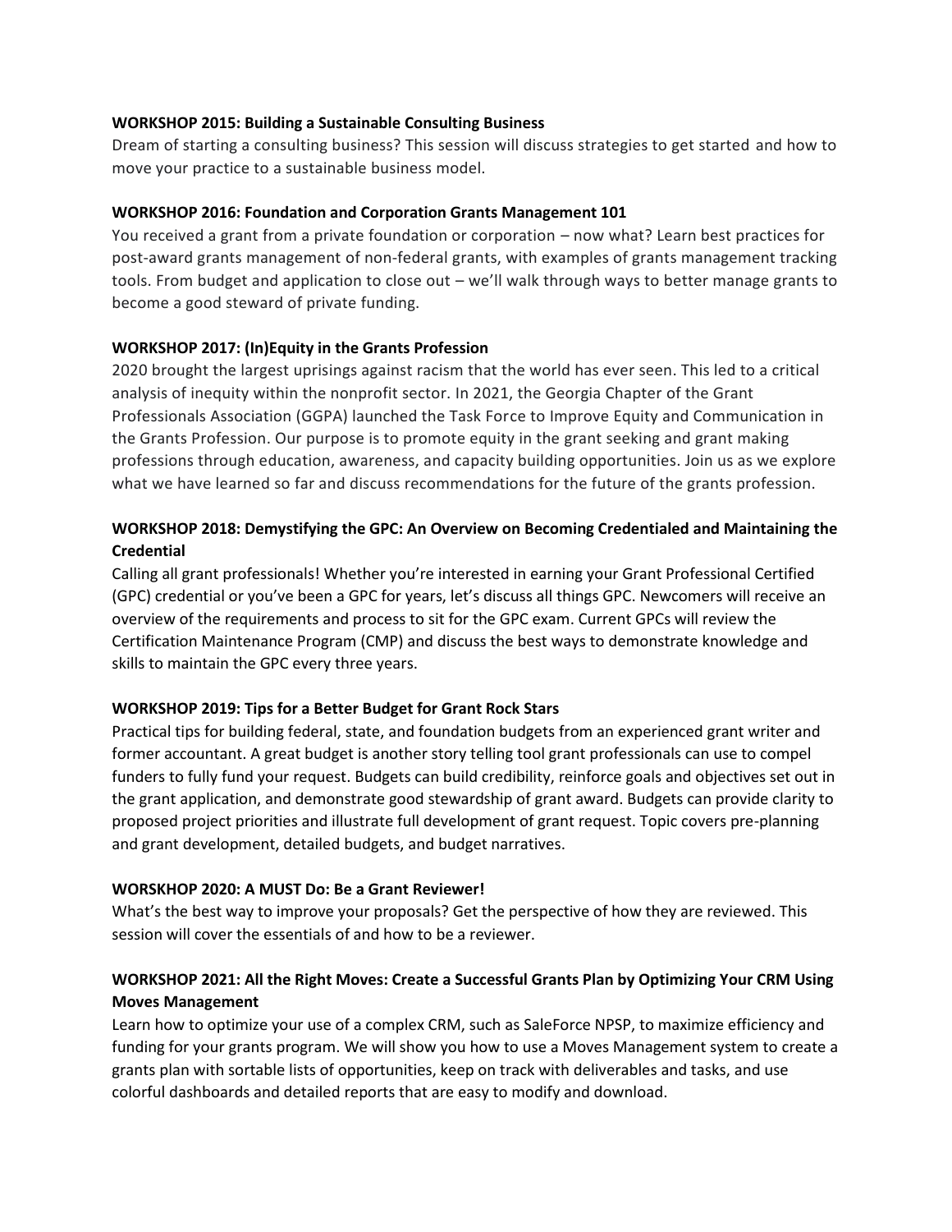**WORKSHOP 2015: Building a Sustainable Consulting Business**

Dream of starting a consulting business? This session will discuss strategies to get started and how to move your practice to a sustainable business model.

**WORKSHOP 2016: Foundation and Corporation Grants Management 101**

You received a grant from a private foundation or corporation – now what? Learn best practices for post-award grants management of non-federal grants, with examples of grants management tracking tools. From budget and application to close out – we'll walk through ways to better manage grants to become a good steward of private funding.

**WORKSHOP 2017: (In)Equity in the Grants Profession**

2020 brought the largest uprisings against racism that the world has ever seen. This led to a critical analysis of inequity within the nonprofit sector. In 2021, the Georgia Chapter of the Grant Professionals Association (GGPA) launched the Task Force to Improve Equity and Communication in the Grants Profession. Our purpose is to promote equity in the grant seeking and grant making professions through education, awareness, and capacity building opportunities. Join us as we explore what we have learned so far and discuss recommendations for the future of the grants profession.

**WORKSHOP 2018: Demystifying the GPC: An Overview on Becoming Credentialed and Maintaining the Credential**

Calling all grant professionals! Whether you're interested in earning your Grant Professional Certified (GPC) credential or you've been a GPC for years, let's discuss all things GPC. Newcomers will receive an overview of the requirements and process to sit for the GPC exam. Current GPCs will review the Certification Maintenance Program (CMP) and discuss the best ways to demonstrate knowledge and skills to maintain the GPC every three years.

**WORKSHOP 2019: Tips for a Better Budget for Grant Rock Stars**

Practical tips for building federal, state, and foundation budgets from an experienced grant writer and former accountant. A great budget is another story telling tool grant professionals can use to compel funders to fully fund your request. Budgets can build credibility, reinforce goals and objectives set out in the grant application, and demonstrate good stewardship of grant award. Budgets can provide clarity to proposed project priorities and illustrate full development of grant request. Topic covers pre-planning and grant development, detailed budgets, and budget narratives.

**WORSKHOP 2020: A MUST Do: Be a Grant Reviewer!**

What's the best way to improve your proposals? Get the perspective of how they are reviewed. This session will cover the essentials of and how to be a reviewer.

**WORKSHOP 2021: All the Right Moves: Create a Successful Grants Plan by Optimizing Your CRM Using Moves Management**

Learn how to optimize your use of a complex CRM, such as SaleForce NPSP, to maximize efficiency and funding for your grants program. We will show you how to use a Moves Management system to create a grants plan with sortable lists of opportunities, keep on track with deliverables and tasks, and use colorful dashboards and detailed reports that are easy to modify and download.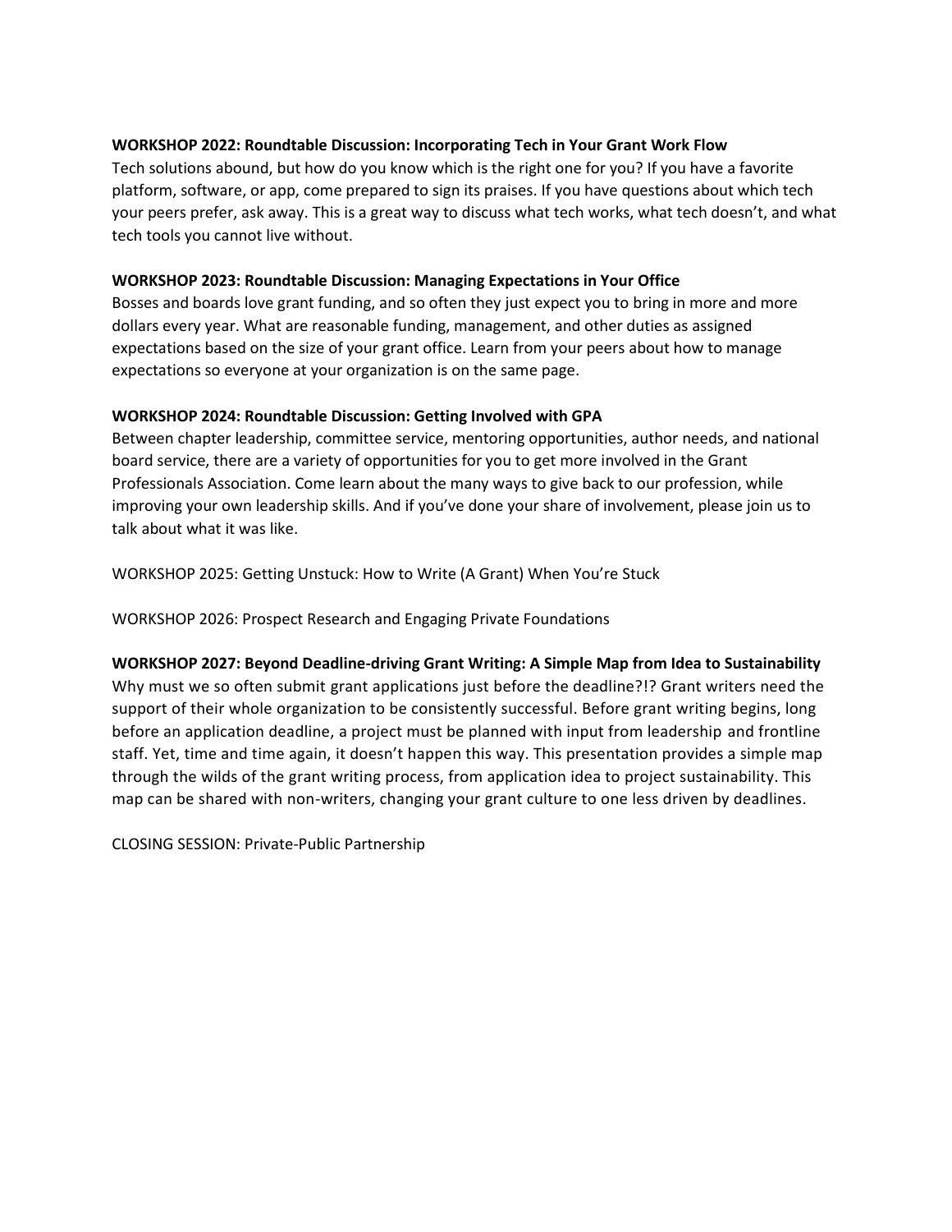**WORKSHOP 2022: Roundtable Discussion: Incorporating Tech in Your Grant Work Flow**
Tech solutions abound, but how do you know which is the right one for you? If you have a favorite platform, software, or app, come prepared to sign its praises. If you have questions about which tech your peers prefer, ask away. This is a great way to discuss what tech works, what tech doesn't, and what tech tools you cannot live without.

**WORKSHOP 2023: Roundtable Discussion: Managing Expectations in Your Office**
Bosses and boards love grant funding, and so often they just expect you to bring in more and more dollars every year. What are reasonable funding, management, and other duties as assigned expectations based on the size of your grant office. Learn from your peers about how to manage expectations so everyone at your organization is on the same page.

**WORKSHOP 2024: Roundtable Discussion: Getting Involved with GPA**
Between chapter leadership, committee service, mentoring opportunities, author needs, and national board service, there are a variety of opportunities for you to get more involved in the Grant Professionals Association. Come learn about the many ways to give back to our profession, while improving your own leadership skills. And if you've done your share of involvement, please join us to talk about what it was like.

WORKSHOP 2025: Getting Unstuck: How to Write (A Grant) When You're Stuck

WORKSHOP 2026: Prospect Research and Engaging Private Foundations

**WORKSHOP 2027: Beyond Deadline-driving Grant Writing: A Simple Map from Idea to Sustainability**
Why must we so often submit grant applications just before the deadline?!? Grant writers need the support of their whole organization to be consistently successful. Before grant writing begins, long before an application deadline, a project must be planned with input from leadership and frontline staff. Yet, time and time again, it doesn't happen this way. This presentation provides a simple map through the wilds of the grant writing process, from application idea to project sustainability. This map can be shared with non-writers, changing your grant culture to one less driven by deadlines.

CLOSING SESSION: Private-Public Partnership